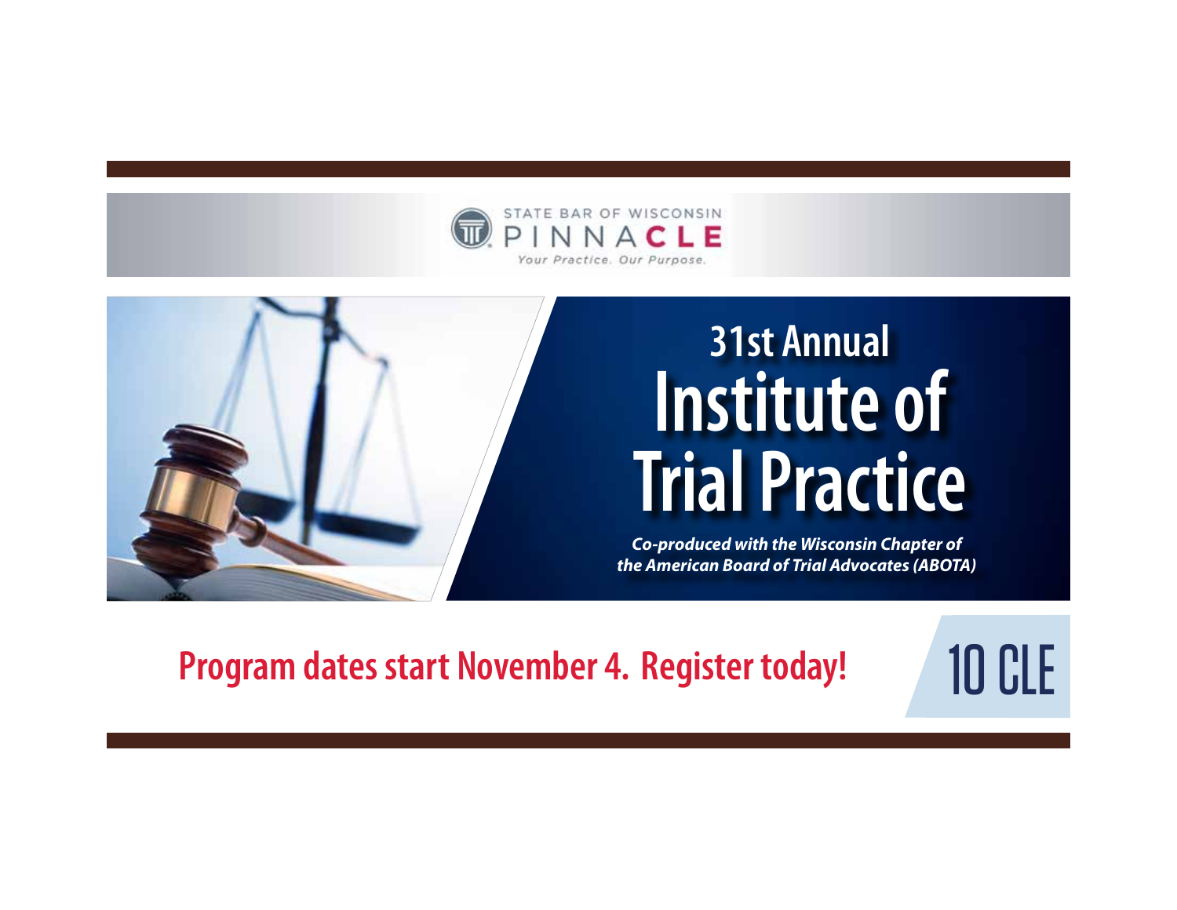STATE BAR OF WISCONSIN
PINNACLE
*Your Practice. Our Purpose.*

# 31st Annual Institute of Trial Practice

***Co-produced with the Wisconsin Chapter of the American Board of Trial Advocates (ABOTA)***

**Program dates start November 4. Register today!**

**10 CLE**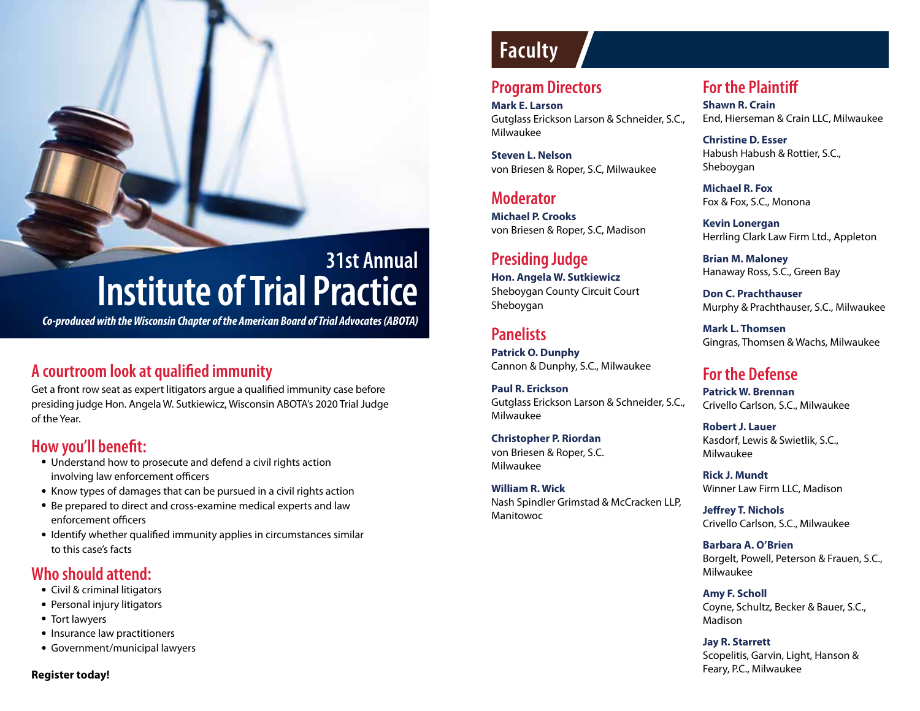# 31st Annual Institute of Trial Practice

*Co-produced with the Wisconsin Chapter of the American Board of Trial Advocates (ABOTA)*

## A courtroom look at qualified immunity

Get a front row seat as expert litigators argue a qualified immunity case before presiding judge Hon. Angela W. Sutkiewicz, Wisconsin ABOTA's 2020 Trial Judge of the Year.

## How you'll benefit:

- Understand how to prosecute and defend a civil rights action involving law enforcement officers
- Know types of damages that can be pursued in a civil rights action
- Be prepared to direct and cross-examine medical experts and law enforcement officers
- Identify whether qualified immunity applies in circumstances similar to this case's facts

## Who should attend:

- Civil & criminal litigators
- Personal injury litigators
- Tort lawyers
- Insurance law practitioners
- Government/municipal lawyers

**Register today!**

# Faculty

## Program Directors

**Mark E. Larson**
Gutglass Erickson Larson & Schneider, S.C., Milwaukee

**Steven L. Nelson**
von Briesen & Roper, S.C, Milwaukee

## Moderator

**Michael P. Crooks**
von Briesen & Roper, S.C, Madison

## Presiding Judge

**Hon. Angela W. Sutkiewicz**
Sheboygan County Circuit Court
Sheboygan

## Panelists

**Patrick O. Dunphy**
Cannon & Dunphy, S.C., Milwaukee

**Paul R. Erickson**
Gutglass Erickson Larson & Schneider, S.C., Milwaukee

**Christopher P. Riordan**
von Briesen & Roper, S.C.
Milwaukee

**William R. Wick**
Nash Spindler Grimstad & McCracken LLP, Manitowoc

## For the Plaintiff

**Shawn R. Crain**
End, Hierseman & Crain LLC, Milwaukee

**Christine D. Esser**
Habush Habush & Rottier, S.C., Sheboygan

**Michael R. Fox**
Fox & Fox, S.C., Monona

**Kevin Lonergan**
Herrling Clark Law Firm Ltd., Appleton

**Brian M. Maloney**
Hanaway Ross, S.C., Green Bay

**Don C. Prachthauser**
Murphy & Prachthauser, S.C., Milwaukee

**Mark L. Thomsen**
Gingras, Thomsen & Wachs, Milwaukee

## For the Defense

**Patrick W. Brennan**
Crivello Carlson, S.C., Milwaukee

**Robert J. Lauer**
Kasdorf, Lewis & Swietlik, S.C., Milwaukee

**Rick J. Mundt**
Winner Law Firm LLC, Madison

**Jeffrey T. Nichols**
Crivello Carlson, S.C., Milwaukee

**Barbara A. O'Brien**
Borgelt, Powell, Peterson & Frauen, S.C., Milwaukee

**Amy F. Scholl**
Coyne, Schultz, Becker & Bauer, S.C., Madison

**Jay R. Starrett**
Scopelitis, Garvin, Light, Hanson & Feary, P.C., Milwaukee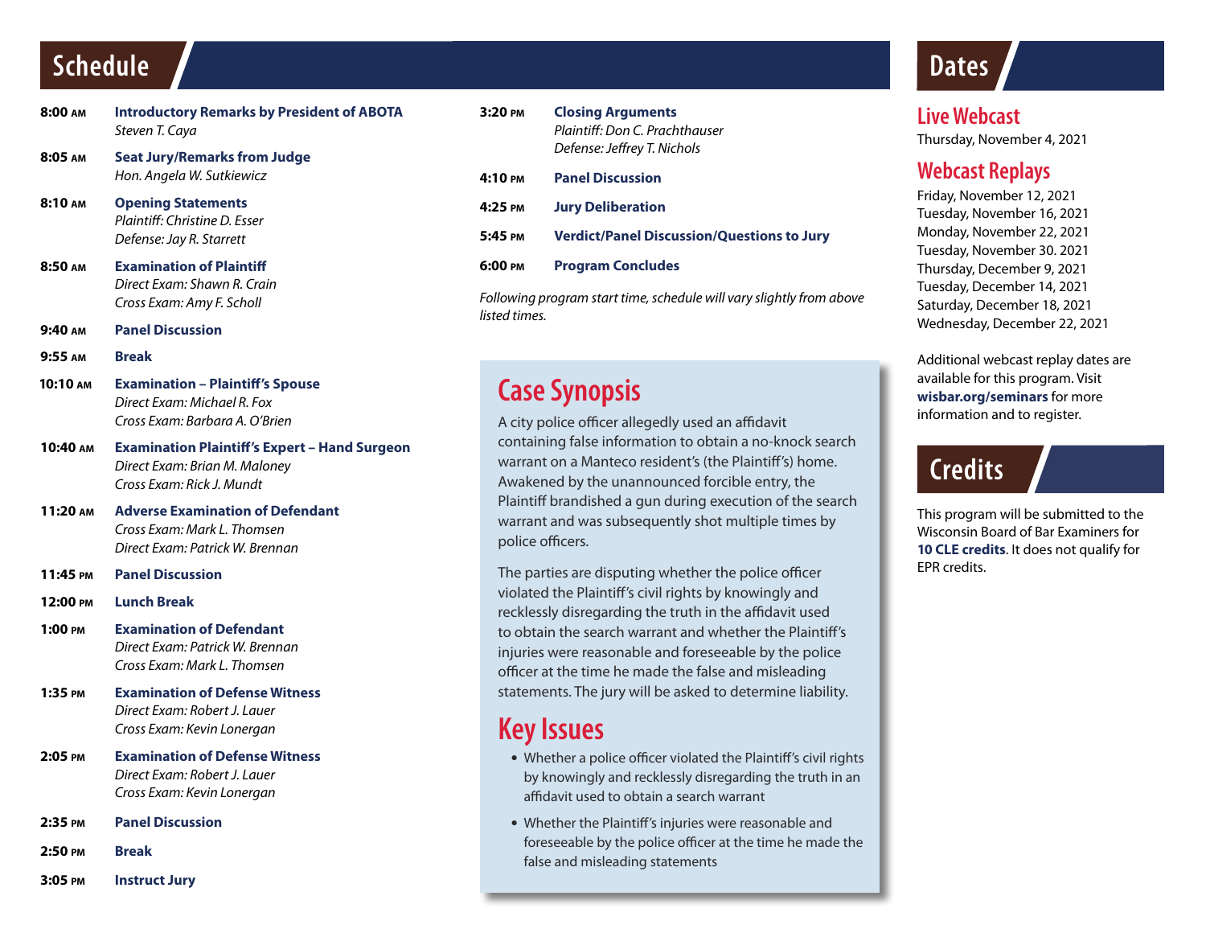## Schedule

**8:00 AM** **Introductory Remarks by President of ABOTA**
*Steven T. Caya*

**8:05 AM** **Seat Jury/Remarks from Judge**
*Hon. Angela W. Sutkiewicz*

**8:10 AM** **Opening Statements**
*Plaintiff: Christine D. Esser*
*Defense: Jay R. Starrett*

**8:50 AM** **Examination of Plaintiff**
*Direct Exam: Shawn R. Crain*
*Cross Exam: Amy F. Scholl*

**9:40 AM** **Panel Discussion**

**9:55 AM** **Break**

**10:10 AM** **Examination – Plaintiff's Spouse**
*Direct Exam: Michael R. Fox*
*Cross Exam: Barbara A. O'Brien*

**10:40 AM** **Examination Plaintiff's Expert – Hand Surgeon**
*Direct Exam: Brian M. Maloney*
*Cross Exam: Rick J. Mundt*

**11:20 AM** **Adverse Examination of Defendant**
*Cross Exam: Mark L. Thomsen*
*Direct Exam: Patrick W. Brennan*

**11:45 PM** **Panel Discussion**

**12:00 PM** **Lunch Break**

**1:00 PM** **Examination of Defendant**
*Direct Exam: Patrick W. Brennan*
*Cross Exam: Mark L. Thomsen*

**1:35 PM** **Examination of Defense Witness**
*Direct Exam: Robert J. Lauer*
*Cross Exam: Kevin Lonergan*

**2:05 PM** **Examination of Defense Witness**
*Direct Exam: Robert J. Lauer*
*Cross Exam: Kevin Lonergan*

**2:35 PM** **Panel Discussion**

**2:50 PM** **Break**

**3:05 PM** **Instruct Jury**

**3:20 PM** **Closing Arguments**
*Plaintiff: Don C. Prachthauser*
*Defense: Jeffrey T. Nichols*

**4:10 PM** **Panel Discussion**

**4:25 PM** **Jury Deliberation**

**5:45 PM** **Verdict/Panel Discussion/Questions to Jury**

**6:00 PM** **Program Concludes**

*Following program start time, schedule will vary slightly from above listed times.*

## Case Synopsis

A city police officer allegedly used an affidavit containing false information to obtain a no-knock search warrant on a Manteco resident's (the Plaintiff's) home. Awakened by the unannounced forcible entry, the Plaintiff brandished a gun during execution of the search warrant and was subsequently shot multiple times by police officers.

The parties are disputing whether the police officer violated the Plaintiff's civil rights by knowingly and recklessly disregarding the truth in the affidavit used to obtain the search warrant and whether the Plaintiff's injuries were reasonable and foreseeable by the police officer at the time he made the false and misleading statements. The jury will be asked to determine liability.

## Key Issues

- Whether a police officer violated the Plaintiff's civil rights by knowingly and recklessly disregarding the truth in an affidavit used to obtain a search warrant
- Whether the Plaintiff's injuries were reasonable and foreseeable by the police officer at the time he made the false and misleading statements

## Dates

### Live Webcast

Thursday, November 4, 2021

### Webcast Replays

Friday, November 12, 2021
Tuesday, November 16, 2021
Monday, November 22, 2021
Tuesday, November 30. 2021
Thursday, December 9, 2021
Tuesday, December 14, 2021
Saturday, December 18, 2021
Wednesday, December 22, 2021

Additional webcast replay dates are available for this program. Visit **wisbar.org/seminars** for more information and to register.

## Credits

This program will be submitted to the Wisconsin Board of Bar Examiners for **10 CLE credits**. It does not qualify for EPR credits.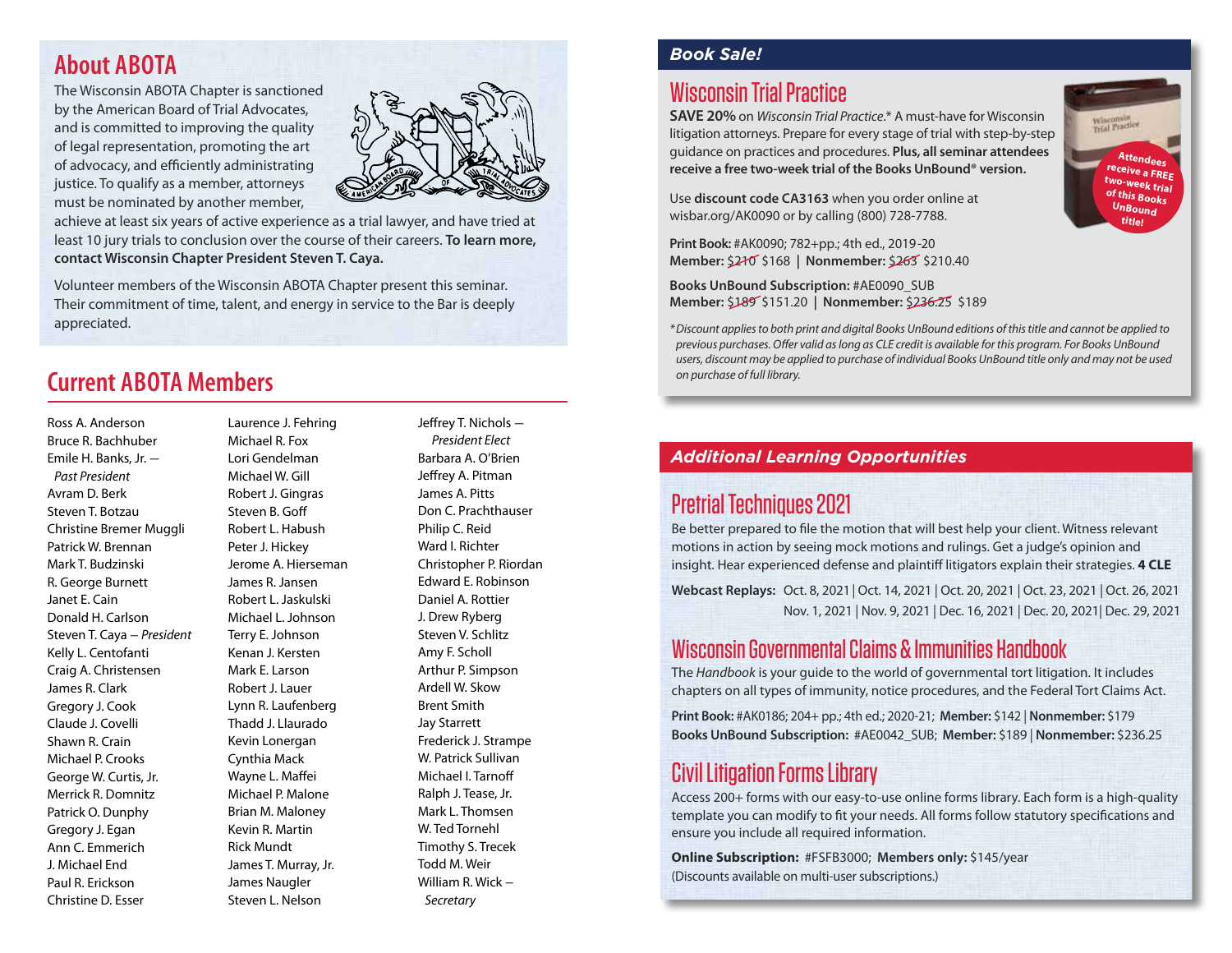## About ABOTA

The Wisconsin ABOTA Chapter is sanctioned by the American Board of Trial Advocates, and is committed to improving the quality of legal representation, promoting the art of advocacy, and efficiently administrating justice. To qualify as a member, attorneys must be nominated by another member, achieve at least six years of active experience as a trial lawyer, and have tried at least 10 jury trials to conclusion over the course of their careers. **To learn more, contact Wisconsin Chapter President Steven T. Caya.**

Volunteer members of the Wisconsin ABOTA Chapter present this seminar. Their commitment of time, talent, and energy in service to the Bar is deeply appreciated.

## Current ABOTA Members

Ross A. Anderson
Bruce R. Bachhuber
Emile H. Banks, Jr. — *Past President*
Avram D. Berk
Steven T. Botzau
Christine Bremer Muggli
Patrick W. Brennan
Mark T. Budzinski
R. George Burnett
Janet E. Cain
Donald H. Carlson
Steven T. Caya – *President*
Kelly L. Centofanti
Craig A. Christensen
James R. Clark
Gregory J. Cook
Claude J. Covelli
Shawn R. Crain
Michael P. Crooks
George W. Curtis, Jr.
Merrick R. Domnitz
Patrick O. Dunphy
Gregory J. Egan
Ann C. Emmerich
J. Michael End
Paul R. Erickson
Christine D. Esser
Laurence J. Fehring
Michael R. Fox
Lori Gendelman
Michael W. Gill
Robert J. Gingras
Steven B. Goff
Robert L. Habush
Peter J. Hickey
Jerome A. Hierseman
James R. Jansen
Robert L. Jaskulski
Michael L. Johnson
Terry E. Johnson
Kenan J. Kersten
Mark E. Larson
Robert J. Lauer
Lynn R. Laufenberg
Thadd J. Llaurado
Kevin Lonergan
Cynthia Mack
Wayne L. Maffei
Michael P. Malone
Brian M. Maloney
Kevin R. Martin
Rick Mundt
James T. Murray, Jr.
James Naugler
Steven L. Nelson
Jeffrey T. Nichols — *President Elect*
Barbara A. O'Brien
Jeffrey A. Pitman
James A. Pitts
Don C. Prachthauser
Philip C. Reid
Ward I. Richter
Christopher P. Riordan
Edward E. Robinson
Daniel A. Rottier
J. Drew Ryberg
Steven V. Schlitz
Amy F. Scholl
Arthur P. Simpson
Ardell W. Skow
Brent Smith
Jay Starrett
Frederick J. Strampe
W. Patrick Sullivan
Michael I. Tarnoff
Ralph J. Tease, Jr.
Mark L. Thomsen
W. Ted Tornehl
Timothy S. Trecek
Todd M. Weir
William R. Wick – *Secretary*

## *Book Sale!*

### Wisconsin Trial Practice

**SAVE 20%** on *Wisconsin Trial Practice*.* A must-have for Wisconsin litigation attorneys. Prepare for every stage of trial with step-by-step guidance on practices and procedures. **Plus, all seminar attendees receive a free two-week trial of the Books UnBound® version.**

Attendees receive a FREE two-week trial of this Books UnBound title!

Use **discount code CA3163** when you order online at wisbar.org/AK0090 or by calling (800) 728-7788.

**Print Book:** #AK0090; 782+pp.; 4th ed., 2019-20
**Member:** ~~$210~~ $168 | **Nonmember:** ~~$263~~ $210.40

**Books UnBound Subscription:** #AE0090_SUB
**Member:** ~~$189~~ $151.20 | **Nonmember:** ~~$236.25~~ $189

*\*Discount applies to both print and digital Books UnBound editions of this title and cannot be applied to previous purchases. Offer valid as long as CLE credit is available for this program. For Books UnBound users, discount may be applied to purchase of individual Books UnBound title only and may not be used on purchase of full library.*

## *Additional Learning Opportunities*

### Pretrial Techniques 2021

Be better prepared to file the motion that will best help your client. Witness relevant motions in action by seeing mock motions and rulings. Get a judge's opinion and insight. Hear experienced defense and plaintiff litigators explain their strategies. **4 CLE**

**Webcast Replays:** Oct. 8, 2021 | Oct. 14, 2021 | Oct. 20, 2021 | Oct. 23, 2021 | Oct. 26, 2021 | Nov. 1, 2021 | Nov. 9, 2021 | Dec. 16, 2021 | Dec. 20, 2021 | Dec. 29, 2021

### Wisconsin Governmental Claims & Immunities Handbook

The *Handbook* is your guide to the world of governmental tort litigation. It includes chapters on all types of immunity, notice procedures, and the Federal Tort Claims Act.

**Print Book:** #AK0186; 204+ pp.; 4th ed.; 2020-21; **Member:** $142 | **Nonmember:** $179
**Books UnBound Subscription:** #AE0042_SUB; **Member:** $189 | **Nonmember:** $236.25

### Civil Litigation Forms Library

Access 200+ forms with our easy-to-use online forms library. Each form is a high-quality template you can modify to fit your needs. All forms follow statutory specifications and ensure you include all required information.

**Online Subscription:** #FSFB3000; **Members only:** $145/year
(Discounts available on multi-user subscriptions.)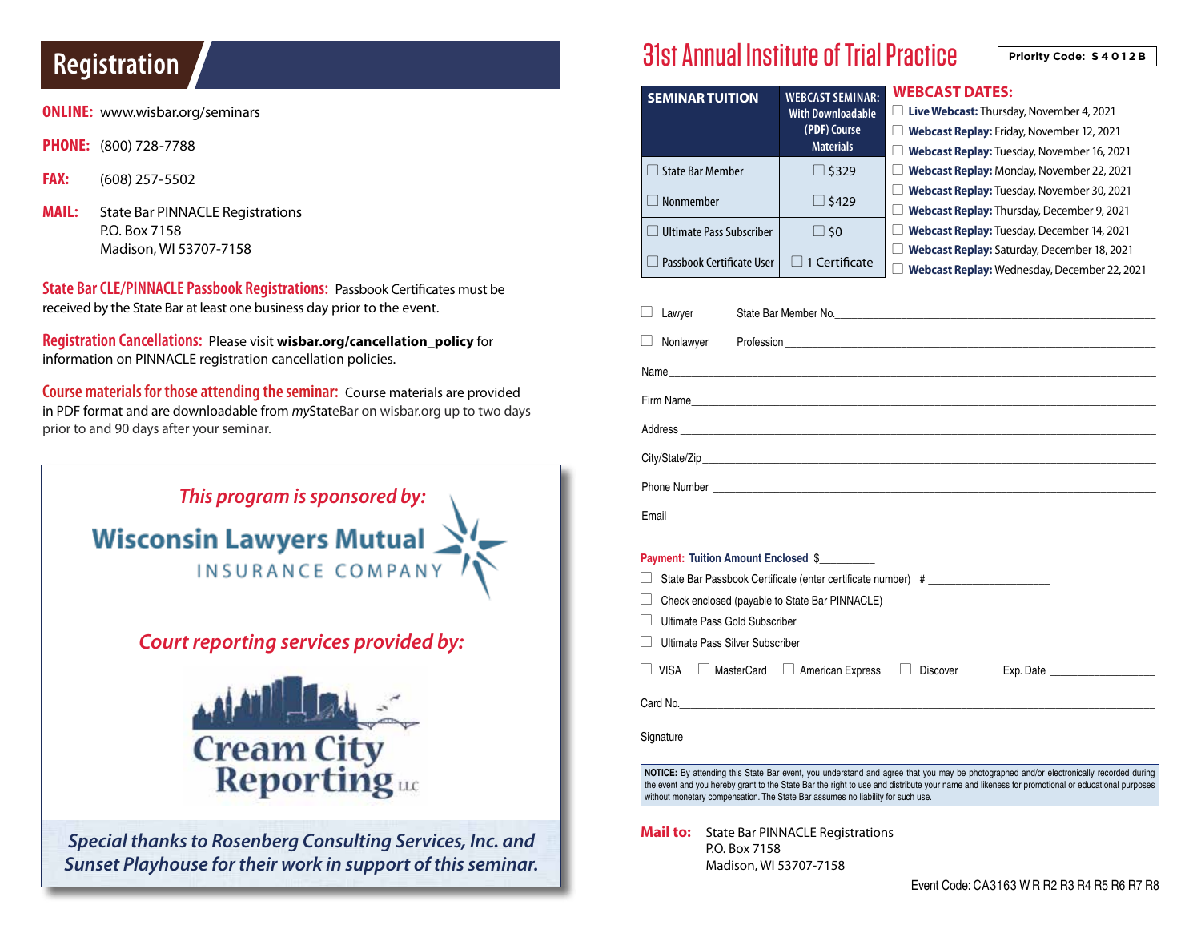# Registration

**ONLINE:** www.wisbar.org/seminars

**PHONE:** (800) 728-7788

**FAX:** (608) 257-5502

**MAIL:** State Bar PINNACLE Registrations
P.O. Box 7158
Madison, WI 53707-7158

**State Bar CLE/PINNACLE Passbook Registrations:** Passbook Certificates must be received by the State Bar at least one business day prior to the event.

**Registration Cancellations:** Please visit **wisbar.org/cancellation_policy** for information on PINNACLE registration cancellation policies.

**Course materials for those attending the seminar:** Course materials are provided in PDF format and are downloadable from *my*StateBar on wisbar.org up to two days prior to and 90 days after your seminar.

*This program is sponsored by:*

Wisconsin Lawyers Mutual INSURANCE COMPANY

*Court reporting services provided by:*

Cream City Reporting LLC

*Special thanks to Rosenberg Consulting Services, Inc. and Sunset Playhouse for their work in support of this seminar.*

# 31st Annual Institute of Trial Practice

**Priority Code: S 4 0 1 2 B**

| SEMINAR TUITION | WEBCAST SEMINAR: With Downloadable (PDF) Course Materials |
|---|---|
| ☐ State Bar Member | ☐ $329 |
| ☐ Nonmember | ☐ $429 |
| ☐ Ultimate Pass Subscriber | ☐ $0 |
| ☐ Passbook Certificate User | ☐ 1 Certificate |

**WEBCAST DATES:**

- ☐ **Live Webcast:** Thursday, November 4, 2021
- ☐ **Webcast Replay:** Friday, November 12, 2021
- ☐ **Webcast Replay:** Tuesday, November 16, 2021
- ☐ **Webcast Replay:** Monday, November 22, 2021
- ☐ **Webcast Replay:** Tuesday, November 30, 2021
- ☐ **Webcast Replay:** Thursday, December 9, 2021
- ☐ **Webcast Replay:** Tuesday, December 14, 2021
- ☐ **Webcast Replay:** Saturday, December 18, 2021
- ☐ **Webcast Replay:** Wednesday, December 22, 2021

☐ Lawyer State Bar Member No.______________________

☐ Nonlawyer Profession______________________

Name______________________

Firm Name______________________

Address______________________

City/State/Zip______________________

Phone Number______________________

Email______________________

**Payment: Tuition Amount Enclosed** $__________

☐ State Bar Passbook Certificate (enter certificate number) # ____________________

☐ Check enclosed (payable to State Bar PINNACLE)

☐ Ultimate Pass Gold Subscriber

☐ Ultimate Pass Silver Subscriber

☐ VISA ☐ MasterCard ☐ American Express ☐ Discover Exp. Date __________

Card No.______________________

Signature______________________

**NOTICE:** By attending this State Bar event, you understand and agree that you may be photographed and/or electronically recorded during the event and you hereby grant to the State Bar the right to use and distribute your name and likeness for promotional or educational purposes without monetary compensation. The State Bar assumes no liability for such use.

**Mail to:** State Bar PINNACLE Registrations
P.O. Box 7158
Madison, WI 53707-7158

Event Code: CA3163 W R R2 R3 R4 R5 R6 R7 R8